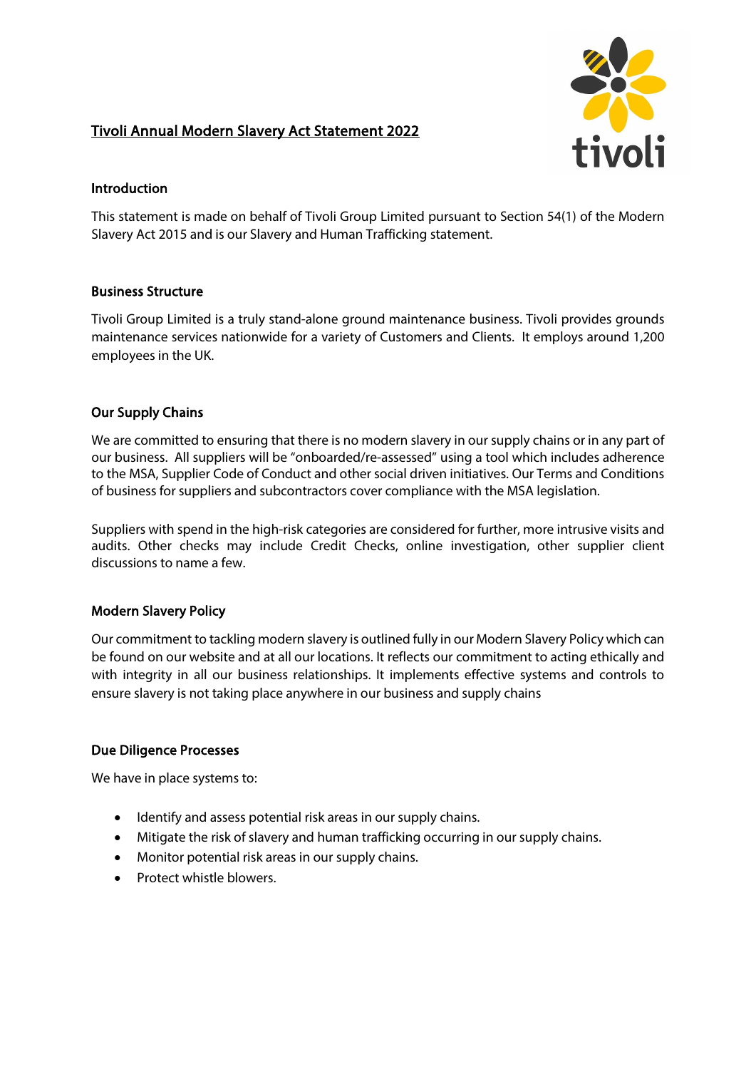# Tivoli Annual Modern Slavery Act Statement 2022

## Introduction

This statement is made on behalf of Tivoli Group Limited pursuant to Section 54(1) of the Modern Slavery Act 2015 and is our Slavery and Human Trafficking statement.

## Business Structure

Tivoli Group Limited is a truly stand-alone ground maintenance business. Tivoli provides grounds maintenance services nationwide for a variety of Customers and Clients. It employs around 1,200 employees in the UK.

## Our Supply Chains

We are committed to ensuring that there is no modern slavery in our supply chains or in any part of our business. All suppliers will be "onboarded/re-assessed" using a tool which includes adherence to the MSA, Supplier Code of Conduct and other social driven initiatives. Our Terms and Conditions of business for suppliers and subcontractors cover compliance with the MSA legislation.

Suppliers with spend in the high-risk categories are considered for further, more intrusive visits and audits. Other checks may include Credit Checks, online investigation, other supplier client discussions to name a few.

## Modern Slavery Policy

Our commitment to tackling modern slavery is outlined fully in our Modern Slavery Policy which can be found on our website and at all our locations. It reflects our commitment to acting ethically and with integrity in all our business relationships. It implements effective systems and controls to ensure slavery is not taking place anywhere in our business and supply chains

## Due Diligence Processes

We have in place systems to:

- Identify and assess potential risk areas in our supply chains.
- Mitigate the risk of slavery and human trafficking occurring in our supply chains.
- Monitor potential risk areas in our supply chains.
- Protect whistle blowers.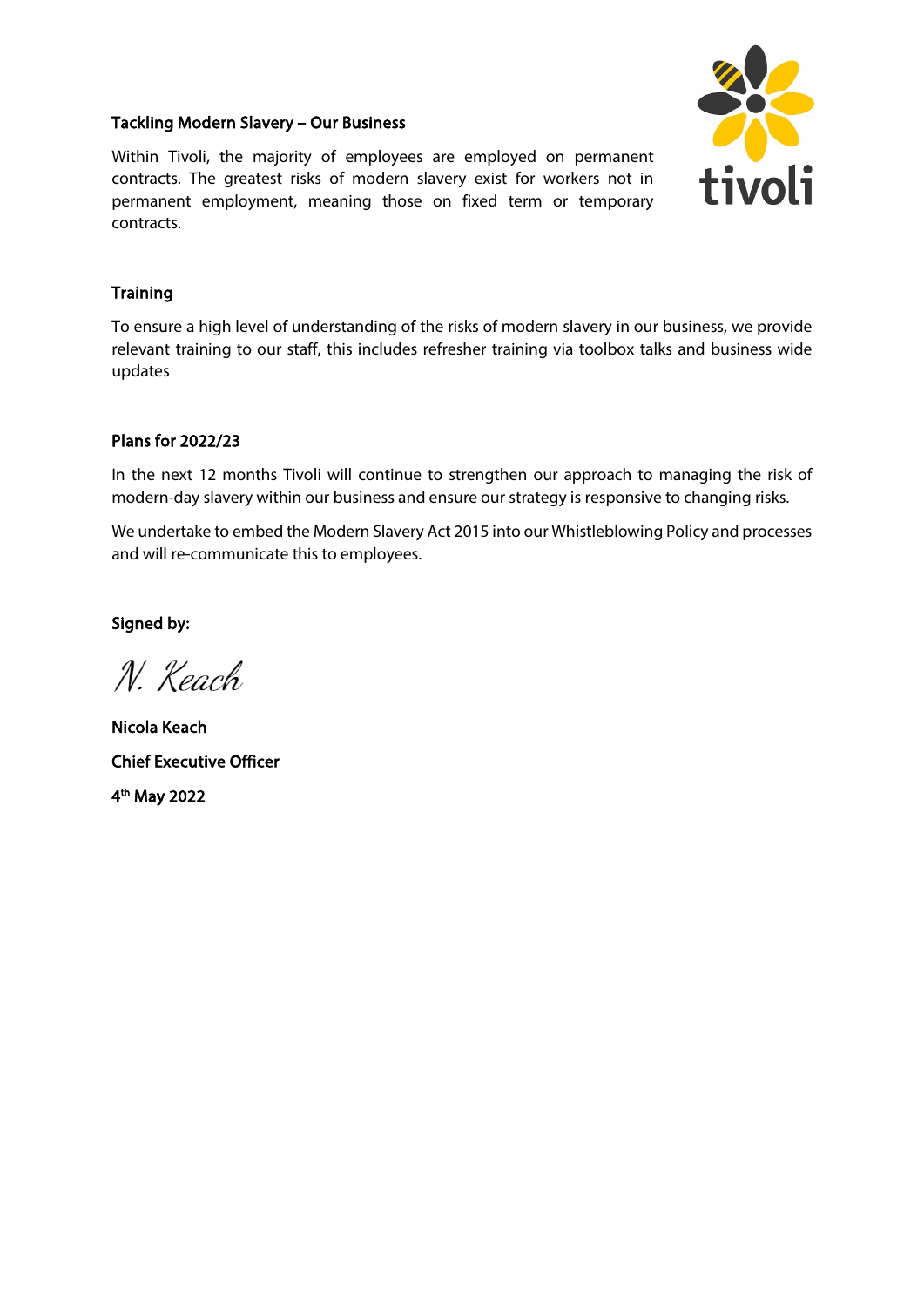### Tackling Modern Slavery – Our Business

Within Tivoli, the majority of employees are employed on permanent contracts. The greatest risks of modern slavery exist for workers not in permanent employment, meaning those on fixed term or temporary contracts.

### Training

To ensure a high level of understanding of the risks of modern slavery in our business, we provide relevant training to our staff, this includes refresher training via toolbox talks and business wide updates

### Plans for 2022/23

In the next 12 months Tivoli will continue to strengthen our approach to managing the risk of modern-day slavery within our business and ensure our strategy is responsive to changing risks.

We undertake to embed the Modern Slavery Act 2015 into our Whistleblowing Policy and processes and will re-communicate this to employees.

**Signed by:**

*N. Keach*

**Nicola Keach**

**Chief Executive Officer**

**4th May 2022**